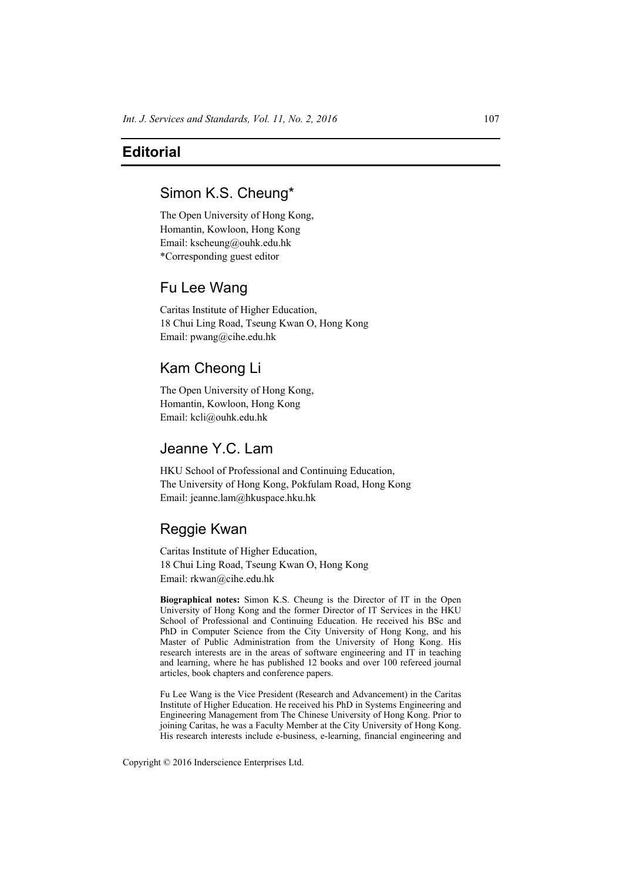# Editorial

## Simon K.S. Cheung*

The Open University of Hong Kong,
Homantin, Kowloon, Hong Kong
Email: kscheung@ouhk.edu.hk
*Corresponding guest editor

## Fu Lee Wang

Caritas Institute of Higher Education,
18 Chui Ling Road, Tseung Kwan O, Hong Kong
Email: pwang@cihe.edu.hk

## Kam Cheong Li

The Open University of Hong Kong,
Homantin, Kowloon, Hong Kong
Email: kcli@ouhk.edu.hk

## Jeanne Y.C. Lam

HKU School of Professional and Continuing Education,
The University of Hong Kong, Pokfulam Road, Hong Kong
Email: jeanne.lam@hkuspace.hku.hk

## Reggie Kwan

Caritas Institute of Higher Education,
18 Chui Ling Road, Tseung Kwan O, Hong Kong
Email: rkwan@cihe.edu.hk

**Biographical notes:** Simon K.S. Cheung is the Director of IT in the Open University of Hong Kong and the former Director of IT Services in the HKU School of Professional and Continuing Education. He received his BSc and PhD in Computer Science from the City University of Hong Kong, and his Master of Public Administration from the University of Hong Kong. His research interests are in the areas of software engineering and IT in teaching and learning, where he has published 12 books and over 100 refereed journal articles, book chapters and conference papers.

Fu Lee Wang is the Vice President (Research and Advancement) in the Caritas Institute of Higher Education. He received his PhD in Systems Engineering and Engineering Management from The Chinese University of Hong Kong. Prior to joining Caritas, he was a Faculty Member at the City University of Hong Kong. His research interests include e-business, e-learning, financial engineering and

Copyright © 2016 Inderscience Enterprises Ltd.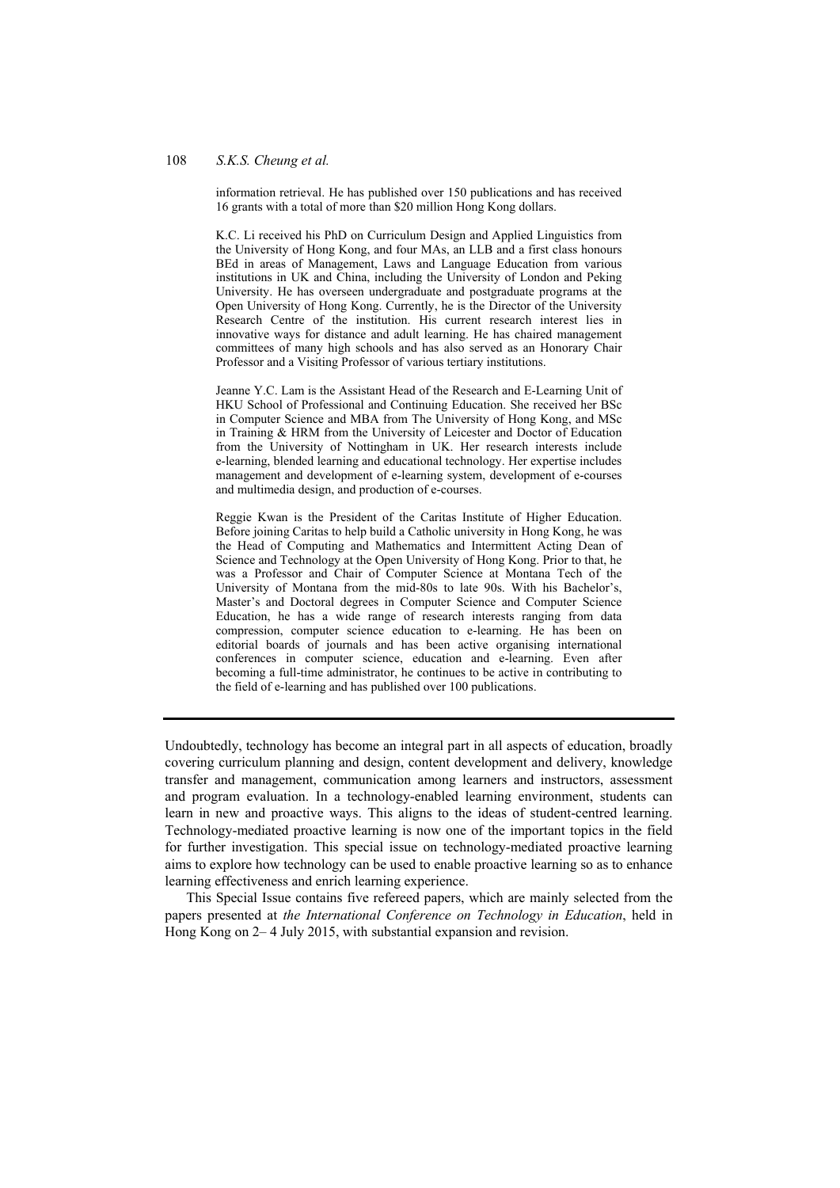information retrieval. He has published over 150 publications and has received 16 grants with a total of more than $20 million Hong Kong dollars.

K.C. Li received his PhD on Curriculum Design and Applied Linguistics from the University of Hong Kong, and four MAs, an LLB and a first class honours BEd in areas of Management, Laws and Language Education from various institutions in UK and China, including the University of London and Peking University. He has overseen undergraduate and postgraduate programs at the Open University of Hong Kong. Currently, he is the Director of the University Research Centre of the institution. His current research interest lies in innovative ways for distance and adult learning. He has chaired management committees of many high schools and has also served as an Honorary Chair Professor and a Visiting Professor of various tertiary institutions.

Jeanne Y.C. Lam is the Assistant Head of the Research and E-Learning Unit of HKU School of Professional and Continuing Education. She received her BSc in Computer Science and MBA from The University of Hong Kong, and MSc in Training & HRM from the University of Leicester and Doctor of Education from the University of Nottingham in UK. Her research interests include e-learning, blended learning and educational technology. Her expertise includes management and development of e-learning system, development of e-courses and multimedia design, and production of e-courses.

Reggie Kwan is the President of the Caritas Institute of Higher Education. Before joining Caritas to help build a Catholic university in Hong Kong, he was the Head of Computing and Mathematics and Intermittent Acting Dean of Science and Technology at the Open University of Hong Kong. Prior to that, he was a Professor and Chair of Computer Science at Montana Tech of the University of Montana from the mid-80s to late 90s. With his Bachelor's, Master's and Doctoral degrees in Computer Science and Computer Science Education, he has a wide range of research interests ranging from data compression, computer science education to e-learning. He has been on editorial boards of journals and has been active organising international conferences in computer science, education and e-learning. Even after becoming a full-time administrator, he continues to be active in contributing to the field of e-learning and has published over 100 publications.

---

Undoubtedly, technology has become an integral part in all aspects of education, broadly covering curriculum planning and design, content development and delivery, knowledge transfer and management, communication among learners and instructors, assessment and program evaluation. In a technology-enabled learning environment, students can learn in new and proactive ways. This aligns to the ideas of student-centred learning. Technology-mediated proactive learning is now one of the important topics in the field for further investigation. This special issue on technology-mediated proactive learning aims to explore how technology can be used to enable proactive learning so as to enhance learning effectiveness and enrich learning experience.

This Special Issue contains five refereed papers, which are mainly selected from the papers presented at *the International Conference on Technology in Education*, held in Hong Kong on 2– 4 July 2015, with substantial expansion and revision.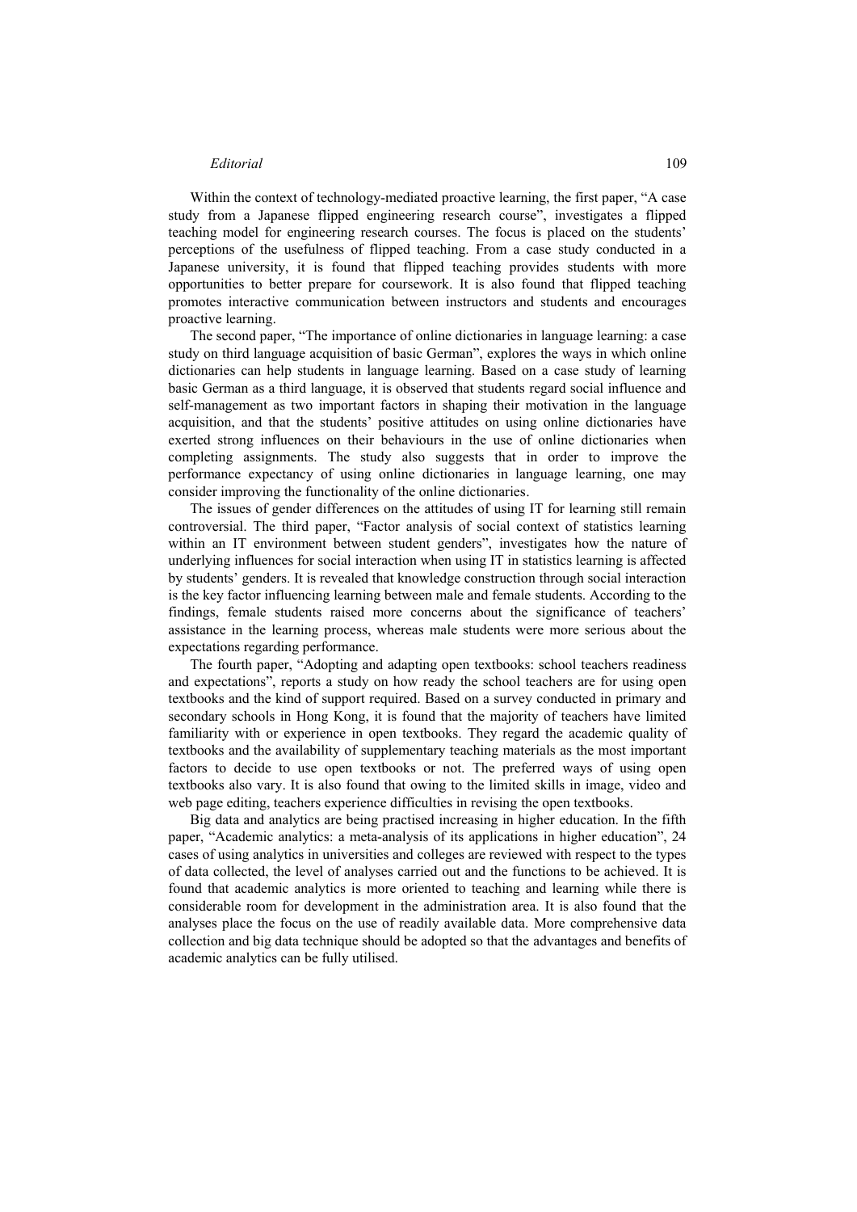Within the context of technology-mediated proactive learning, the first paper, "A case study from a Japanese flipped engineering research course", investigates a flipped teaching model for engineering research courses. The focus is placed on the students' perceptions of the usefulness of flipped teaching. From a case study conducted in a Japanese university, it is found that flipped teaching provides students with more opportunities to better prepare for coursework. It is also found that flipped teaching promotes interactive communication between instructors and students and encourages proactive learning.

The second paper, "The importance of online dictionaries in language learning: a case study on third language acquisition of basic German", explores the ways in which online dictionaries can help students in language learning. Based on a case study of learning basic German as a third language, it is observed that students regard social influence and self-management as two important factors in shaping their motivation in the language acquisition, and that the students' positive attitudes on using online dictionaries have exerted strong influences on their behaviours in the use of online dictionaries when completing assignments. The study also suggests that in order to improve the performance expectancy of using online dictionaries in language learning, one may consider improving the functionality of the online dictionaries.

The issues of gender differences on the attitudes of using IT for learning still remain controversial. The third paper, "Factor analysis of social context of statistics learning within an IT environment between student genders", investigates how the nature of underlying influences for social interaction when using IT in statistics learning is affected by students' genders. It is revealed that knowledge construction through social interaction is the key factor influencing learning between male and female students. According to the findings, female students raised more concerns about the significance of teachers' assistance in the learning process, whereas male students were more serious about the expectations regarding performance.

The fourth paper, "Adopting and adapting open textbooks: school teachers readiness and expectations", reports a study on how ready the school teachers are for using open textbooks and the kind of support required. Based on a survey conducted in primary and secondary schools in Hong Kong, it is found that the majority of teachers have limited familiarity with or experience in open textbooks. They regard the academic quality of textbooks and the availability of supplementary teaching materials as the most important factors to decide to use open textbooks or not. The preferred ways of using open textbooks also vary. It is also found that owing to the limited skills in image, video and web page editing, teachers experience difficulties in revising the open textbooks.

Big data and analytics are being practised increasing in higher education. In the fifth paper, "Academic analytics: a meta-analysis of its applications in higher education", 24 cases of using analytics in universities and colleges are reviewed with respect to the types of data collected, the level of analyses carried out and the functions to be achieved. It is found that academic analytics is more oriented to teaching and learning while there is considerable room for development in the administration area. It is also found that the analyses place the focus on the use of readily available data. More comprehensive data collection and big data technique should be adopted so that the advantages and benefits of academic analytics can be fully utilised.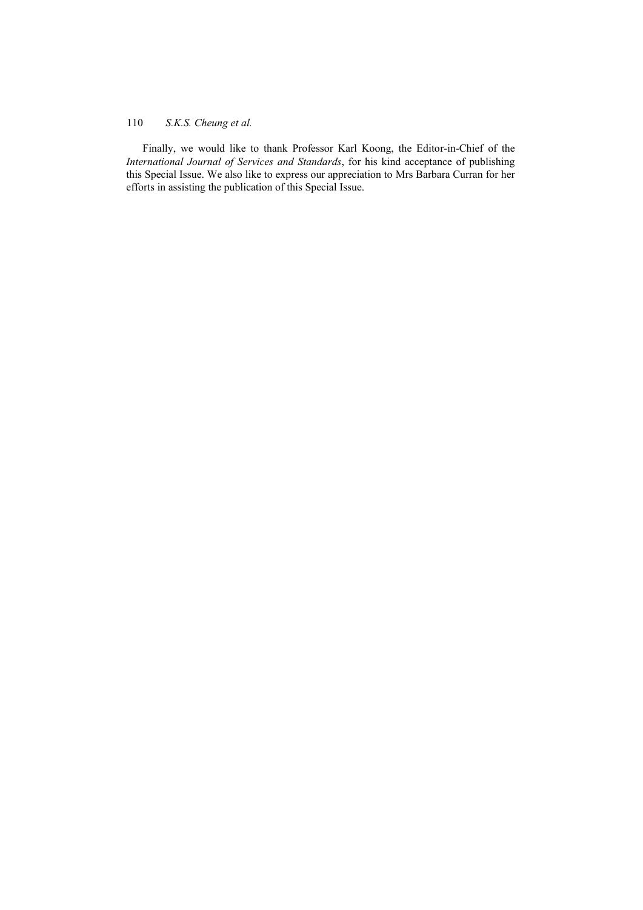Finally, we would like to thank Professor Karl Koong, the Editor-in-Chief of the *International Journal of Services and Standards*, for his kind acceptance of publishing this Special Issue. We also like to express our appreciation to Mrs Barbara Curran for her efforts in assisting the publication of this Special Issue.